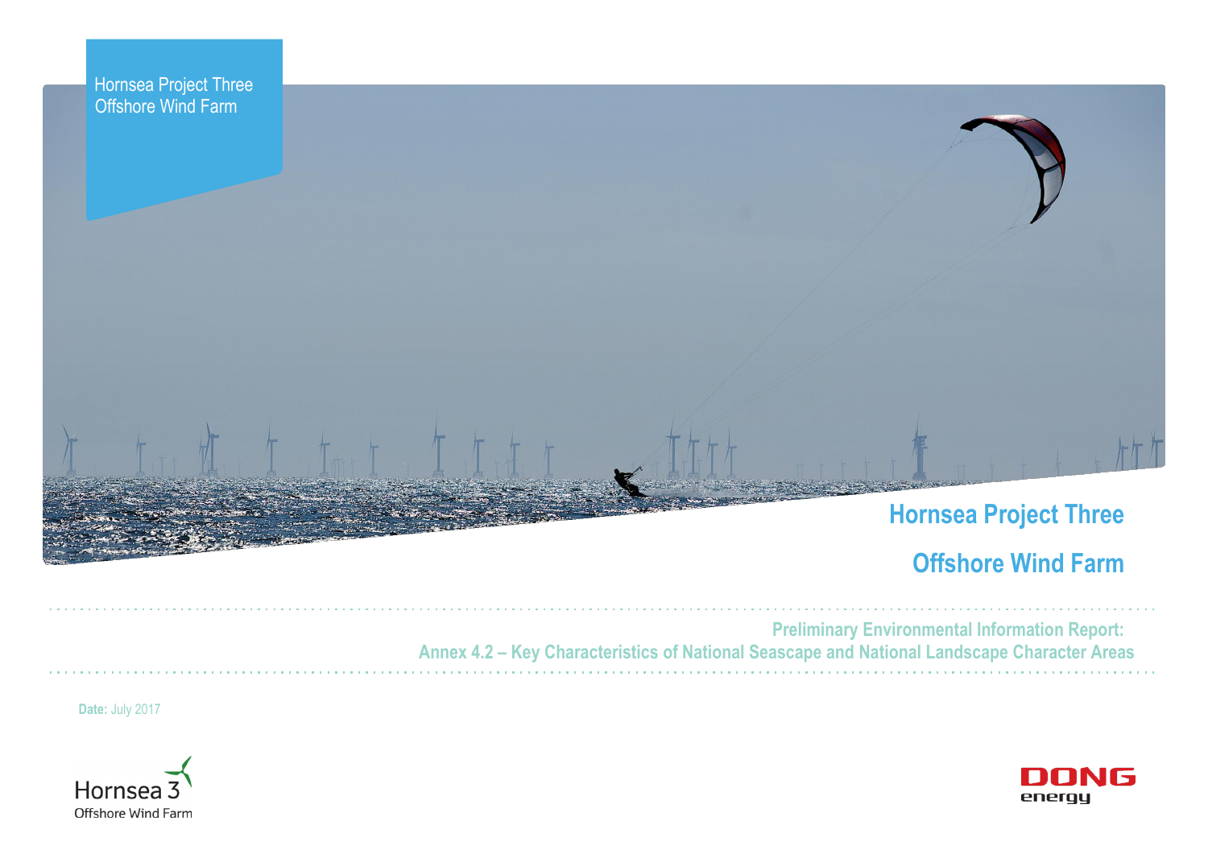Hornsea Project Three
Offshore Wind Farm

# Hornsea Project Three

# Offshore Wind Farm

## Preliminary Environmental Information Report:
## Annex 4.2 – Key Characteristics of National Seascape and National Landscape Character Areas

**Date:** July 2017

Hornsea 3
Offshore Wind Farm

DONG
energy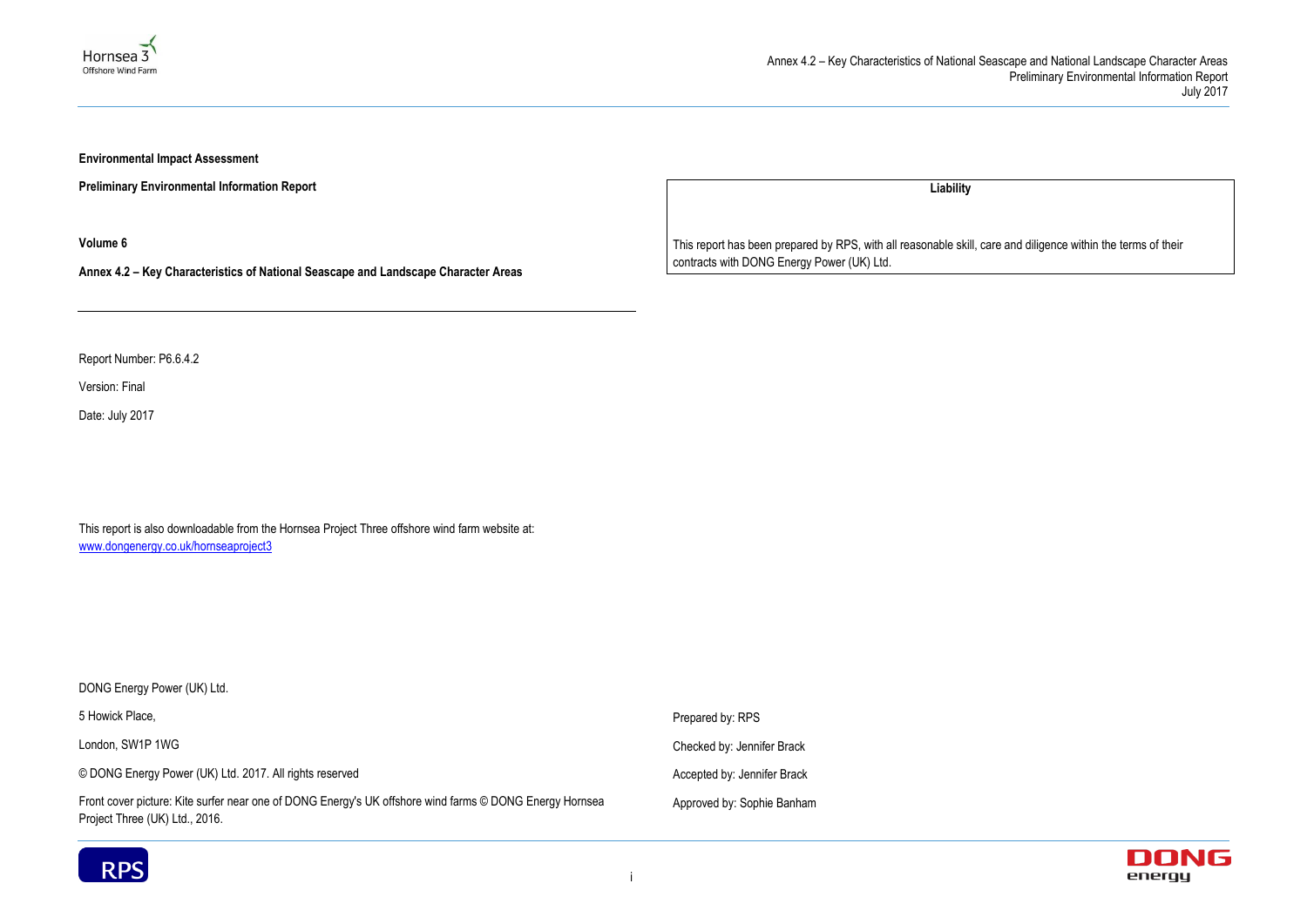**Environmental Impact Assessment**

**Preliminary Environmental Information Report**

**Volume 6**

**Annex 4.2 – Key Characteristics of National Seascape and Landscape Character Areas**

| **Liability** |
| --- |
| This report has been prepared by RPS, with all reasonable skill, care and diligence within the terms of their contracts with DONG Energy Power (UK) Ltd. |

Report Number: P6.6.4.2

Version: Final

Date: July 2017

This report is also downloadable from the Hornsea Project Three offshore wind farm website at: [www.dongenergy.co.uk/hornseaproject3](www.dongenergy.co.uk/hornseaproject3)

DONG Energy Power (UK) Ltd.

5 Howick Place,

London, SW1P 1WG

© DONG Energy Power (UK) Ltd. 2017. All rights reserved

Front cover picture: Kite surfer near one of DONG Energy's UK offshore wind farms © DONG Energy Hornsea Project Three (UK) Ltd., 2016.

Prepared by: RPS

Checked by: Jennifer Brack

Accepted by: Jennifer Brack

Approved by: Sophie Banham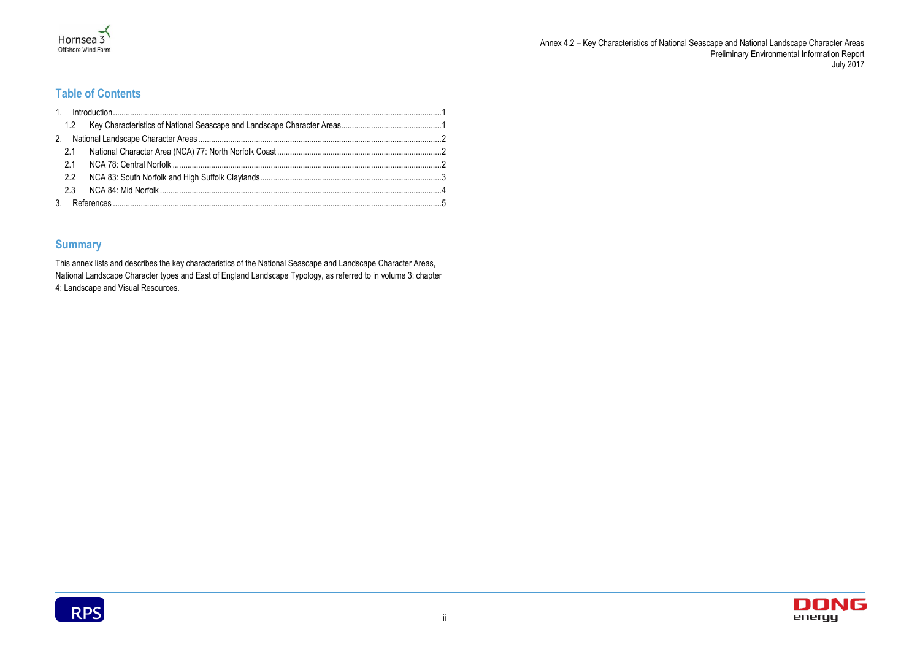## Table of Contents

1. Introduction.....1
   1.2 Key Characteristics of National Seascape and Landscape Character Areas.....1
2. National Landscape Character Areas.....2
   2.1 National Character Area (NCA) 77: North Norfolk Coast.....2
   2.1 NCA 78: Central Norfolk.....2
   2.2 NCA 83: South Norfolk and High Suffolk Claylands.....3
   2.3 NCA 84: Mid Norfolk.....4
3. References.....5

## Summary

This annex lists and describes the key characteristics of the National Seascape and Landscape Character Areas, National Landscape Character types and East of England Landscape Typology, as referred to in volume 3: chapter 4: Landscape and Visual Resources.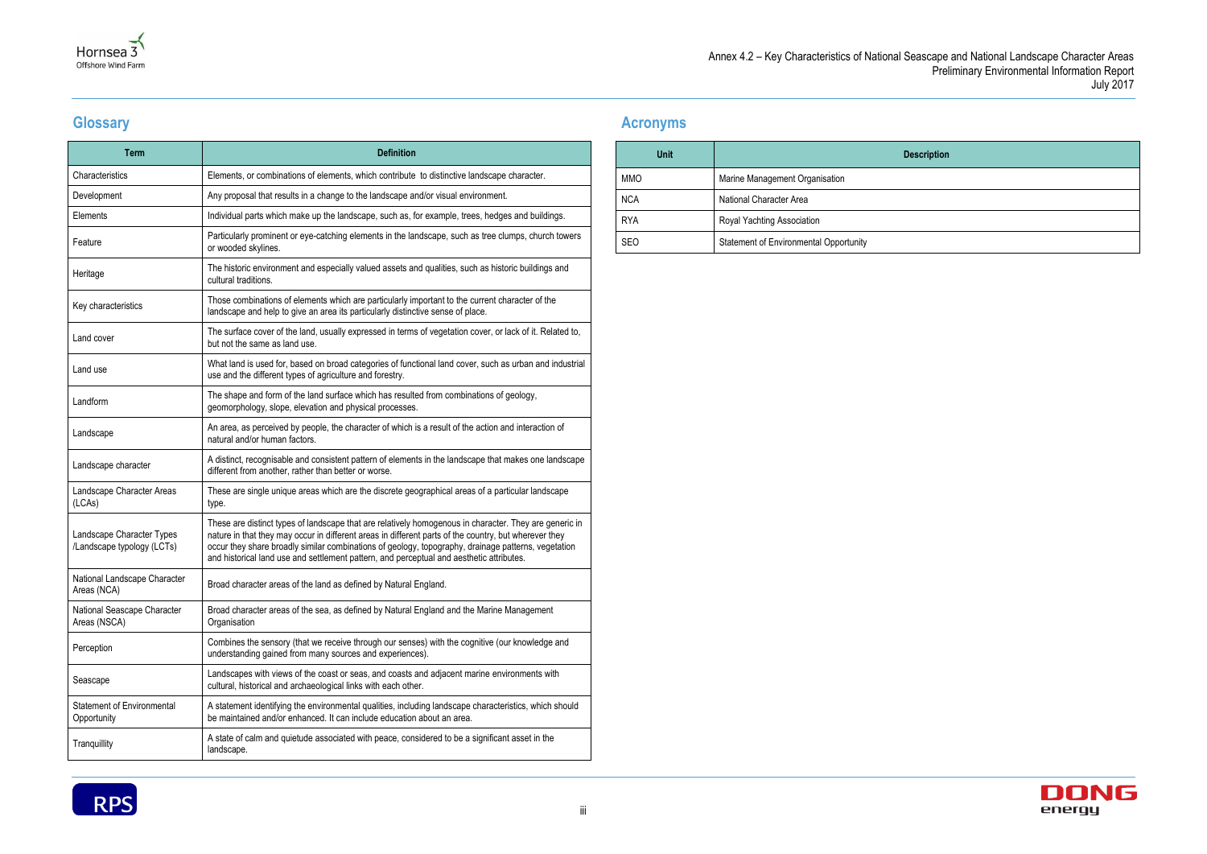## Glossary

| Term | Definition |
|---|---|
| Characteristics | Elements, or combinations of elements, which contribute to distinctive landscape character. |
| Development | Any proposal that results in a change to the landscape and/or visual environment. |
| Elements | Individual parts which make up the landscape, such as, for example, trees, hedges and buildings. |
| Feature | Particularly prominent or eye-catching elements in the landscape, such as tree clumps, church towers or wooded skylines. |
| Heritage | The historic environment and especially valued assets and qualities, such as historic buildings and cultural traditions. |
| Key characteristics | Those combinations of elements which are particularly important to the current character of the landscape and help to give an area its particularly distinctive sense of place. |
| Land cover | The surface cover of the land, usually expressed in terms of vegetation cover, or lack of it. Related to, but not the same as land use. |
| Land use | What land is used for, based on broad categories of functional land cover, such as urban and industrial use and the different types of agriculture and forestry. |
| Landform | The shape and form of the land surface which has resulted from combinations of geology, geomorphology, slope, elevation and physical processes. |
| Landscape | An area, as perceived by people, the character of which is a result of the action and interaction of natural and/or human factors. |
| Landscape character | A distinct, recognisable and consistent pattern of elements in the landscape that makes one landscape different from another, rather than better or worse. |
| Landscape Character Areas (LCAs) | These are single unique areas which are the discrete geographical areas of a particular landscape type. |
| Landscape Character Types /Landscape typology (LCTs) | These are distinct types of landscape that are relatively homogenous in character. They are generic in nature in that they may occur in different areas in different parts of the country, but wherever they occur they share broadly similar combinations of geology, topography, drainage patterns, vegetation and historical land use and settlement pattern, and perceptual and aesthetic attributes. |
| National Landscape Character Areas (NCA) | Broad character areas of the land as defined by Natural England. |
| National Seascape Character Areas (NSCA) | Broad character areas of the sea, as defined by Natural England and the Marine Management Organisation |
| Perception | Combines the sensory (that we receive through our senses) with the cognitive (our knowledge and understanding gained from many sources and experiences). |
| Seascape | Landscapes with views of the coast or seas, and coasts and adjacent marine environments with cultural, historical and archaeological links with each other. |
| Statement of Environmental Opportunity | A statement identifying the environmental qualities, including landscape characteristics, which should be maintained and/or enhanced. It can include education about an area. |
| Tranquillity | A state of calm and quietude associated with peace, considered to be a significant asset in the landscape. |

## Acronyms

| Unit | Description |
|---|---|
| MMO | Marine Management Organisation |
| NCA | National Character Area |
| RYA | Royal Yachting Association |
| SEO | Statement of Environmental Opportunity |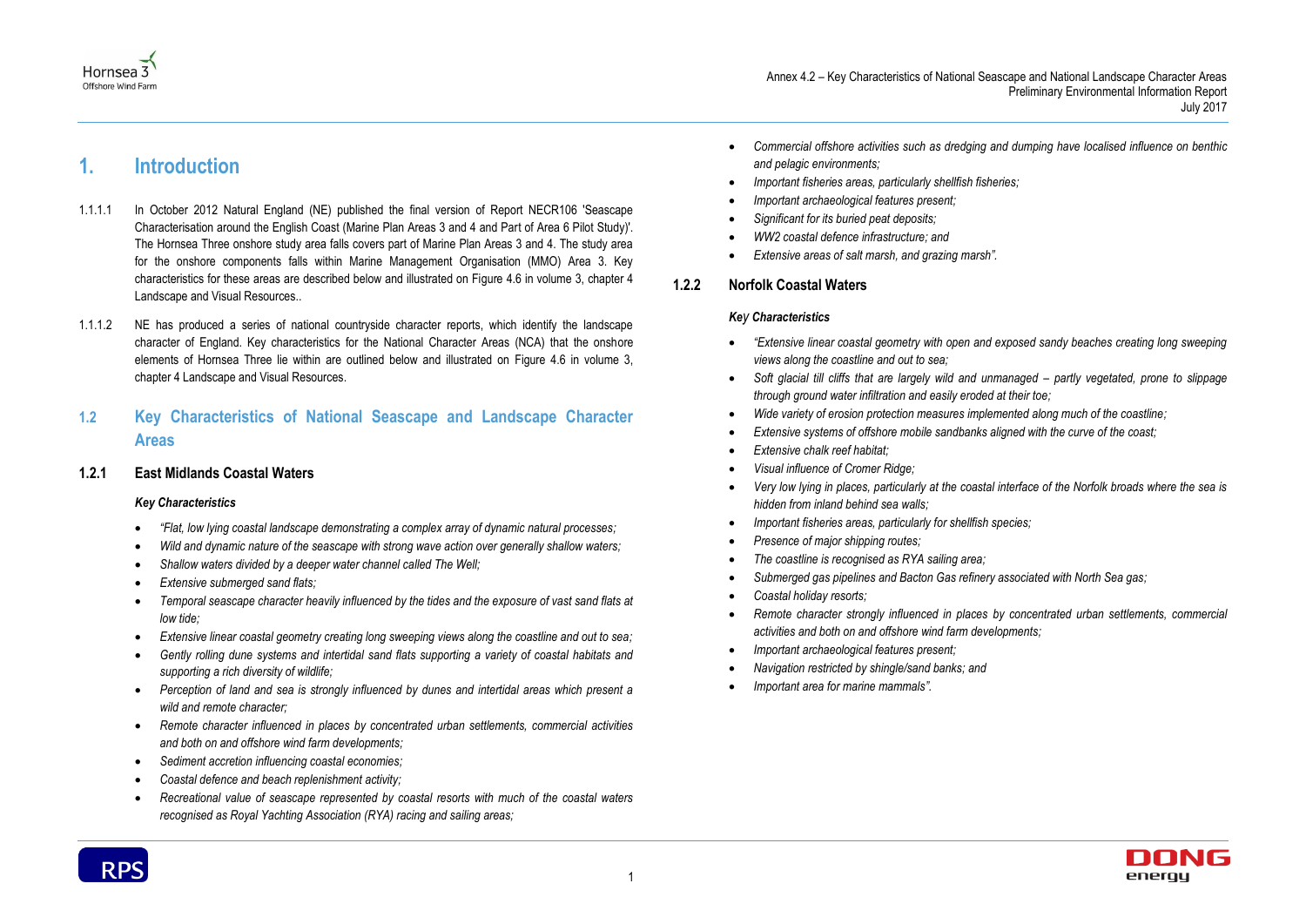# 1. Introduction

1.1.1.1 In October 2012 Natural England (NE) published the final version of Report NECR106 'Seascape Characterisation around the English Coast (Marine Plan Areas 3 and 4 and Part of Area 6 Pilot Study)'. The Hornsea Three onshore study area falls covers part of Marine Plan Areas 3 and 4. The study area for the onshore components falls within Marine Management Organisation (MMO) Area 3. Key characteristics for these areas are described below and illustrated on Figure 4.6 in volume 3, chapter 4 Landscape and Visual Resources..

1.1.1.2 NE has produced a series of national countryside character reports, which identify the landscape character of England. Key characteristics for the National Character Areas (NCA) that the onshore elements of Hornsea Three lie within are outlined below and illustrated on Figure 4.6 in volume 3, chapter 4 Landscape and Visual Resources.

## 1.2 Key Characteristics of National Seascape and Landscape Character Areas

### 1.2.1 East Midlands Coastal Waters

#### *Key Characteristics*

- *"Flat, low lying coastal landscape demonstrating a complex array of dynamic natural processes;*
- *Wild and dynamic nature of the seascape with strong wave action over generally shallow waters;*
- *Shallow waters divided by a deeper water channel called The Well;*
- *Extensive submerged sand flats;*
- *Temporal seascape character heavily influenced by the tides and the exposure of vast sand flats at low tide;*
- *Extensive linear coastal geometry creating long sweeping views along the coastline and out to sea;*
- *Gently rolling dune systems and intertidal sand flats supporting a variety of coastal habitats and supporting a rich diversity of wildlife;*
- *Perception of land and sea is strongly influenced by dunes and intertidal areas which present a wild and remote character;*
- *Remote character influenced in places by concentrated urban settlements, commercial activities and both on and offshore wind farm developments;*
- *Sediment accretion influencing coastal economies;*
- *Coastal defence and beach replenishment activity;*
- *Recreational value of seascape represented by coastal resorts with much of the coastal waters recognised as Royal Yachting Association (RYA) racing and sailing areas;*
- *Commercial offshore activities such as dredging and dumping have localised influence on benthic and pelagic environments;*
- *Important fisheries areas, particularly shellfish fisheries;*
- *Important archaeological features present;*
- *Significant for its buried peat deposits;*
- *WW2 coastal defence infrastructure; and*
- *Extensive areas of salt marsh, and grazing marsh".*

### 1.2.2 Norfolk Coastal Waters

#### *Key Characteristics*

- *"Extensive linear coastal geometry with open and exposed sandy beaches creating long sweeping views along the coastline and out to sea;*
- *Soft glacial till cliffs that are largely wild and unmanaged – partly vegetated, prone to slippage through ground water infiltration and easily eroded at their toe;*
- *Wide variety of erosion protection measures implemented along much of the coastline;*
- *Extensive systems of offshore mobile sandbanks aligned with the curve of the coast;*
- *Extensive chalk reef habitat;*
- *Visual influence of Cromer Ridge;*
- *Very low lying in places, particularly at the coastal interface of the Norfolk broads where the sea is hidden from inland behind sea walls;*
- *Important fisheries areas, particularly for shellfish species;*
- *Presence of major shipping routes;*
- *The coastline is recognised as RYA sailing area;*
- *Submerged gas pipelines and Bacton Gas refinery associated with North Sea gas;*
- *Coastal holiday resorts;*
- *Remote character strongly influenced in places by concentrated urban settlements, commercial activities and both on and offshore wind farm developments;*
- *Important archaeological features present;*
- *Navigation restricted by shingle/sand banks; and*
- *Important area for marine mammals".*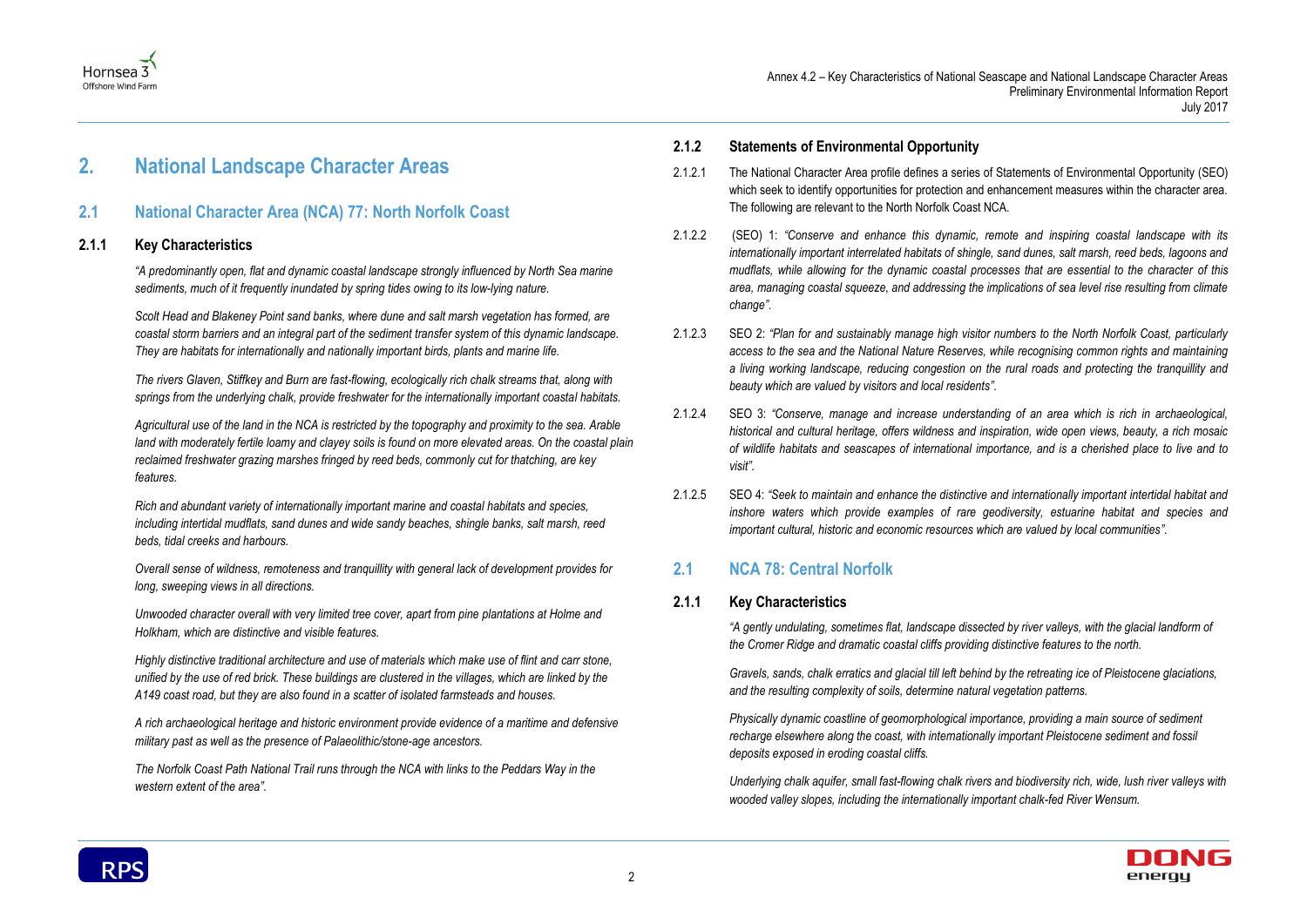# 2. National Landscape Character Areas

## 2.1 National Character Area (NCA) 77: North Norfolk Coast

### 2.1.1 Key Characteristics

*"A predominantly open, flat and dynamic coastal landscape strongly influenced by North Sea marine sediments, much of it frequently inundated by spring tides owing to its low-lying nature.*

*Scolt Head and Blakeney Point sand banks, where dune and salt marsh vegetation has formed, are coastal storm barriers and an integral part of the sediment transfer system of this dynamic landscape. They are habitats for internationally and nationally important birds, plants and marine life.*

*The rivers Glaven, Stiffkey and Burn are fast-flowing, ecologically rich chalk streams that, along with springs from the underlying chalk, provide freshwater for the internationally important coastal habitats.*

*Agricultural use of the land in the NCA is restricted by the topography and proximity to the sea. Arable land with moderately fertile loamy and clayey soils is found on more elevated areas. On the coastal plain reclaimed freshwater grazing marshes fringed by reed beds, commonly cut for thatching, are key features.*

*Rich and abundant variety of internationally important marine and coastal habitats and species, including intertidal mudflats, sand dunes and wide sandy beaches, shingle banks, salt marsh, reed beds, tidal creeks and harbours.*

*Overall sense of wildness, remoteness and tranquillity with general lack of development provides for long, sweeping views in all directions.*

*Unwooded character overall with very limited tree cover, apart from pine plantations at Holme and Holkham, which are distinctive and visible features.*

*Highly distinctive traditional architecture and use of materials which make use of flint and carr stone, unified by the use of red brick. These buildings are clustered in the villages, which are linked by the A149 coast road, but they are also found in a scatter of isolated farmsteads and houses.*

*A rich archaeological heritage and historic environment provide evidence of a maritime and defensive military past as well as the presence of Palaeolithic/stone-age ancestors.*

*The Norfolk Coast Path National Trail runs through the NCA with links to the Peddars Way in the western extent of the area".*

### 2.1.2 Statements of Environmental Opportunity

2.1.2.1 The National Character Area profile defines a series of Statements of Environmental Opportunity (SEO) which seek to identify opportunities for protection and enhancement measures within the character area. The following are relevant to the North Norfolk Coast NCA.

2.1.2.2 (SEO) 1: *"Conserve and enhance this dynamic, remote and inspiring coastal landscape with its internationally important interrelated habitats of shingle, sand dunes, salt marsh, reed beds, lagoons and mudflats, while allowing for the dynamic coastal processes that are essential to the character of this area, managing coastal squeeze, and addressing the implications of sea level rise resulting from climate change".*

2.1.2.3 SEO 2: *"Plan for and sustainably manage high visitor numbers to the North Norfolk Coast, particularly access to the sea and the National Nature Reserves, while recognising common rights and maintaining a living working landscape, reducing congestion on the rural roads and protecting the tranquillity and beauty which are valued by visitors and local residents".*

2.1.2.4 SEO 3: *"Conserve, manage and increase understanding of an area which is rich in archaeological, historical and cultural heritage, offers wildness and inspiration, wide open views, beauty, a rich mosaic of wildlife habitats and seascapes of international importance, and is a cherished place to live and to visit".*

2.1.2.5 SEO 4: *"Seek to maintain and enhance the distinctive and internationally important intertidal habitat and inshore waters which provide examples of rare geodiversity, estuarine habitat and species and important cultural, historic and economic resources which are valued by local communities".*

## 2.1 NCA 78: Central Norfolk

### 2.1.1 Key Characteristics

*"A gently undulating, sometimes flat, landscape dissected by river valleys, with the glacial landform of the Cromer Ridge and dramatic coastal cliffs providing distinctive features to the north.*

*Gravels, sands, chalk erratics and glacial till left behind by the retreating ice of Pleistocene glaciations, and the resulting complexity of soils, determine natural vegetation patterns.*

*Physically dynamic coastline of geomorphological importance, providing a main source of sediment recharge elsewhere along the coast, with internationally important Pleistocene sediment and fossil deposits exposed in eroding coastal cliffs.*

*Underlying chalk aquifer, small fast-flowing chalk rivers and biodiversity rich, wide, lush river valleys with wooded valley slopes, including the internationally important chalk-fed River Wensum.*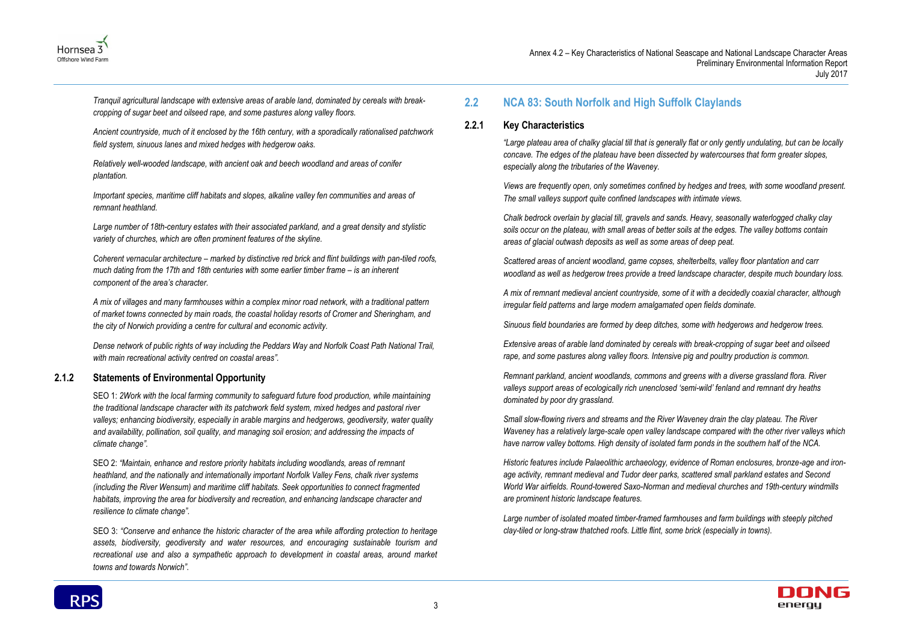*Tranquil agricultural landscape with extensive areas of arable land, dominated by cereals with break-cropping of sugar beet and oilseed rape, and some pastures along valley floors.*

*Ancient countryside, much of it enclosed by the 16th century, with a sporadically rationalised patchwork field system, sinuous lanes and mixed hedges with hedgerow oaks.*

*Relatively well-wooded landscape, with ancient oak and beech woodland and areas of conifer plantation.*

*Important species, maritime cliff habitats and slopes, alkaline valley fen communities and areas of remnant heathland.*

*Large number of 18th-century estates with their associated parkland, and a great density and stylistic variety of churches, which are often prominent features of the skyline.*

*Coherent vernacular architecture – marked by distinctive red brick and flint buildings with pan-tiled roofs, much dating from the 17th and 18th centuries with some earlier timber frame – is an inherent component of the area's character.*

*A mix of villages and many farmhouses within a complex minor road network, with a traditional pattern of market towns connected by main roads, the coastal holiday resorts of Cromer and Sheringham, and the city of Norwich providing a centre for cultural and economic activity.*

*Dense network of public rights of way including the Peddars Way and Norfolk Coast Path National Trail, with main recreational activity centred on coastal areas".*

### 2.1.2 Statements of Environmental Opportunity

SEO 1: *2Work with the local farming community to safeguard future food production, while maintaining the traditional landscape character with its patchwork field system, mixed hedges and pastoral river valleys; enhancing biodiversity, especially in arable margins and hedgerows, geodiversity, water quality and availability, pollination, soil quality, and managing soil erosion; and addressing the impacts of climate change".*

SEO 2: *"Maintain, enhance and restore priority habitats including woodlands, areas of remnant heathland, and the nationally and internationally important Norfolk Valley Fens, chalk river systems (including the River Wensum) and maritime cliff habitats. Seek opportunities to connect fragmented habitats, improving the area for biodiversity and recreation, and enhancing landscape character and resilience to climate change".*

SEO 3: *"Conserve and enhance the historic character of the area while affording protection to heritage assets, biodiversity, geodiversity and water resources, and encouraging sustainable tourism and recreational use and also a sympathetic approach to development in coastal areas, around market towns and towards Norwich".*

## 2.2 NCA 83: South Norfolk and High Suffolk Claylands

### 2.2.1 Key Characteristics

*"Large plateau area of chalky glacial till that is generally flat or only gently undulating, but can be locally concave. The edges of the plateau have been dissected by watercourses that form greater slopes, especially along the tributaries of the Waveney.*

*Views are frequently open, only sometimes confined by hedges and trees, with some woodland present. The small valleys support quite confined landscapes with intimate views.*

*Chalk bedrock overlain by glacial till, gravels and sands. Heavy, seasonally waterlogged chalky clay soils occur on the plateau, with small areas of better soils at the edges. The valley bottoms contain areas of glacial outwash deposits as well as some areas of deep peat.*

*Scattered areas of ancient woodland, game copses, shelterbelts, valley floor plantation and carr woodland as well as hedgerow trees provide a treed landscape character, despite much boundary loss.*

*A mix of remnant medieval ancient countryside, some of it with a decidedly coaxial character, although irregular field patterns and large modern amalgamated open fields dominate.*

*Sinuous field boundaries are formed by deep ditches, some with hedgerows and hedgerow trees.*

*Extensive areas of arable land dominated by cereals with break-cropping of sugar beet and oilseed rape, and some pastures along valley floors. Intensive pig and poultry production is common.*

*Remnant parkland, ancient woodlands, commons and greens with a diverse grassland flora. River valleys support areas of ecologically rich unenclosed 'semi-wild' fenland and remnant dry heaths dominated by poor dry grassland.*

*Small slow-flowing rivers and streams and the River Waveney drain the clay plateau. The River Waveney has a relatively large-scale open valley landscape compared with the other river valleys which have narrow valley bottoms. High density of isolated farm ponds in the southern half of the NCA.*

*Historic features include Palaeolithic archaeology, evidence of Roman enclosures, bronze-age and iron-age activity, remnant medieval and Tudor deer parks, scattered small parkland estates and Second World War airfields. Round-towered Saxo-Norman and medieval churches and 19th-century windmills are prominent historic landscape features.*

*Large number of isolated moated timber-framed farmhouses and farm buildings with steeply pitched clay-tiled or long-straw thatched roofs. Little flint, some brick (especially in towns).*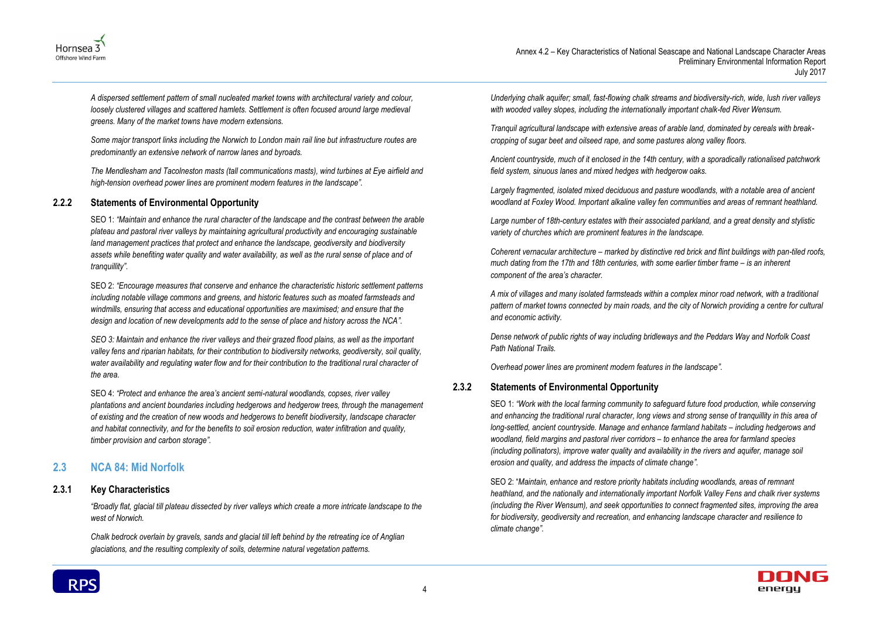*A dispersed settlement pattern of small nucleated market towns with architectural variety and colour, loosely clustered villages and scattered hamlets. Settlement is often focused around large medieval greens. Many of the market towns have modern extensions.*

*Some major transport links including the Norwich to London main rail line but infrastructure routes are predominantly an extensive network of narrow lanes and byroads.*

*The Mendlesham and Tacolneston masts (tall communications masts), wind turbines at Eye airfield and high-tension overhead power lines are prominent modern features in the landscape".*

### 2.2.2 Statements of Environmental Opportunity

SEO 1: *"Maintain and enhance the rural character of the landscape and the contrast between the arable plateau and pastoral river valleys by maintaining agricultural productivity and encouraging sustainable land management practices that protect and enhance the landscape, geodiversity and biodiversity assets while benefiting water quality and water availability, as well as the rural sense of place and of tranquillity".*

SEO 2: *"Encourage measures that conserve and enhance the characteristic historic settlement patterns including notable village commons and greens, and historic features such as moated farmsteads and windmills, ensuring that access and educational opportunities are maximised; and ensure that the design and location of new developments add to the sense of place and history across the NCA".*

*SEO 3: Maintain and enhance the river valleys and their grazed flood plains, as well as the important valley fens and riparian habitats, for their contribution to biodiversity networks, geodiversity, soil quality, water availability and regulating water flow and for their contribution to the traditional rural character of the area.*

SEO 4: *"Protect and enhance the area's ancient semi-natural woodlands, copses, river valley plantations and ancient boundaries including hedgerows and hedgerow trees, through the management of existing and the creation of new woods and hedgerows to benefit biodiversity, landscape character and habitat connectivity, and for the benefits to soil erosion reduction, water infiltration and quality, timber provision and carbon storage".*

## 2.3 NCA 84: Mid Norfolk

### 2.3.1 Key Characteristics

*"Broadly flat, glacial till plateau dissected by river valleys which create a more intricate landscape to the west of Norwich.*

*Chalk bedrock overlain by gravels, sands and glacial till left behind by the retreating ice of Anglian glaciations, and the resulting complexity of soils, determine natural vegetation patterns.*

*Underlying chalk aquifer; small, fast-flowing chalk streams and biodiversity-rich, wide, lush river valleys with wooded valley slopes, including the internationally important chalk-fed River Wensum.*

*Tranquil agricultural landscape with extensive areas of arable land, dominated by cereals with break-cropping of sugar beet and oilseed rape, and some pastures along valley floors.*

*Ancient countryside, much of it enclosed in the 14th century, with a sporadically rationalised patchwork field system, sinuous lanes and mixed hedges with hedgerow oaks.*

*Largely fragmented, isolated mixed deciduous and pasture woodlands, with a notable area of ancient woodland at Foxley Wood. Important alkaline valley fen communities and areas of remnant heathland.*

*Large number of 18th-century estates with their associated parkland, and a great density and stylistic variety of churches which are prominent features in the landscape.*

*Coherent vernacular architecture – marked by distinctive red brick and flint buildings with pan-tiled roofs, much dating from the 17th and 18th centuries, with some earlier timber frame – is an inherent component of the area's character.*

*A mix of villages and many isolated farmsteads within a complex minor road network, with a traditional pattern of market towns connected by main roads, and the city of Norwich providing a centre for cultural and economic activity.*

*Dense network of public rights of way including bridleways and the Peddars Way and Norfolk Coast Path National Trails.*

*Overhead power lines are prominent modern features in the landscape".*

### 2.3.2 Statements of Environmental Opportunity

SEO 1: *"Work with the local farming community to safeguard future food production, while conserving and enhancing the traditional rural character, long views and strong sense of tranquillity in this area of long-settled, ancient countryside. Manage and enhance farmland habitats – including hedgerows and woodland, field margins and pastoral river corridors – to enhance the area for farmland species (including pollinators), improve water quality and availability in the rivers and aquifer, manage soil erosion and quality, and address the impacts of climate change".*

SEO 2: "*Maintain, enhance and restore priority habitats including woodlands, areas of remnant heathland, and the nationally and internationally important Norfolk Valley Fens and chalk river systems (including the River Wensum), and seek opportunities to connect fragmented sites, improving the area for biodiversity, geodiversity and recreation, and enhancing landscape character and resilience to climate change".*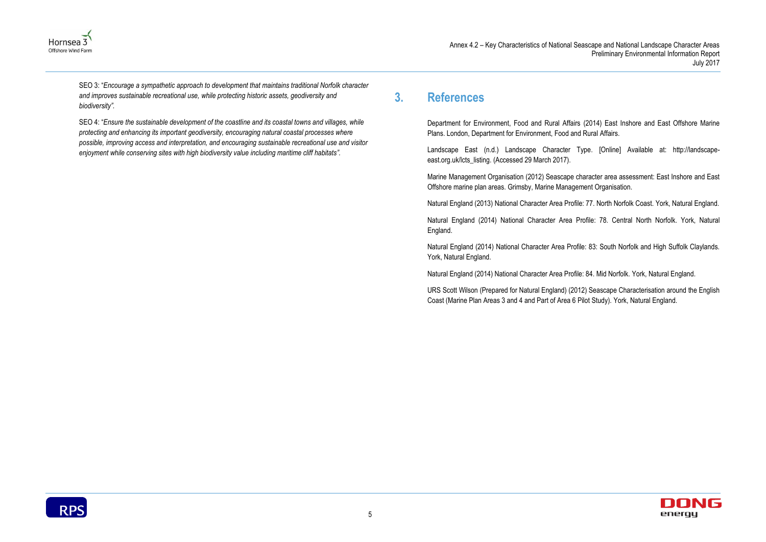SEO 3: "*Encourage a sympathetic approach to development that maintains traditional Norfolk character and improves sustainable recreational use, while protecting historic assets, geodiversity and biodiversity".*

SEO 4: "*Ensure the sustainable development of the coastline and its coastal towns and villages, while protecting and enhancing its important geodiversity, encouraging natural coastal processes where possible, improving access and interpretation, and encouraging sustainable recreational use and visitor enjoyment while conserving sites with high biodiversity value including maritime cliff habitats".*

# 3. References

Department for Environment, Food and Rural Affairs (2014) East Inshore and East Offshore Marine Plans. London, Department for Environment, Food and Rural Affairs.

Landscape East (n.d.) Landscape Character Type. [Online] Available at: http://landscape-east.org.uk/lcts_listing. (Accessed 29 March 2017).

Marine Management Organisation (2012) Seascape character area assessment: East Inshore and East Offshore marine plan areas. Grimsby, Marine Management Organisation.

Natural England (2013) National Character Area Profile: 77. North Norfolk Coast. York, Natural England.

Natural England (2014) National Character Area Profile: 78. Central North Norfolk. York, Natural England.

Natural England (2014) National Character Area Profile: 83: South Norfolk and High Suffolk Claylands. York, Natural England.

Natural England (2014) National Character Area Profile: 84. Mid Norfolk. York, Natural England.

URS Scott Wilson (Prepared for Natural England) (2012) Seascape Characterisation around the English Coast (Marine Plan Areas 3 and 4 and Part of Area 6 Pilot Study). York, Natural England.